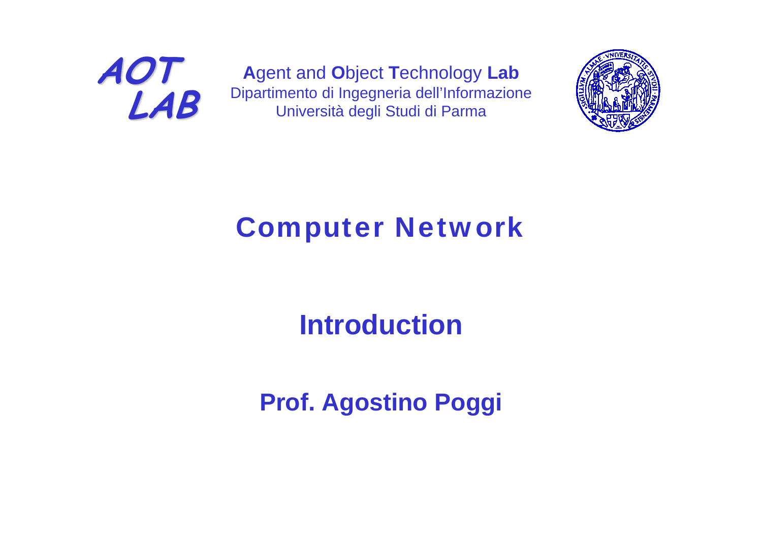AOT LAB

**A**gent and **O**bject **T**echnology **Lab**
Dipartimento di Ingegneria dell'Informazione
Università degli Studi di Parma

# Computer Network

## Introduction

**Prof. Agostino Poggi**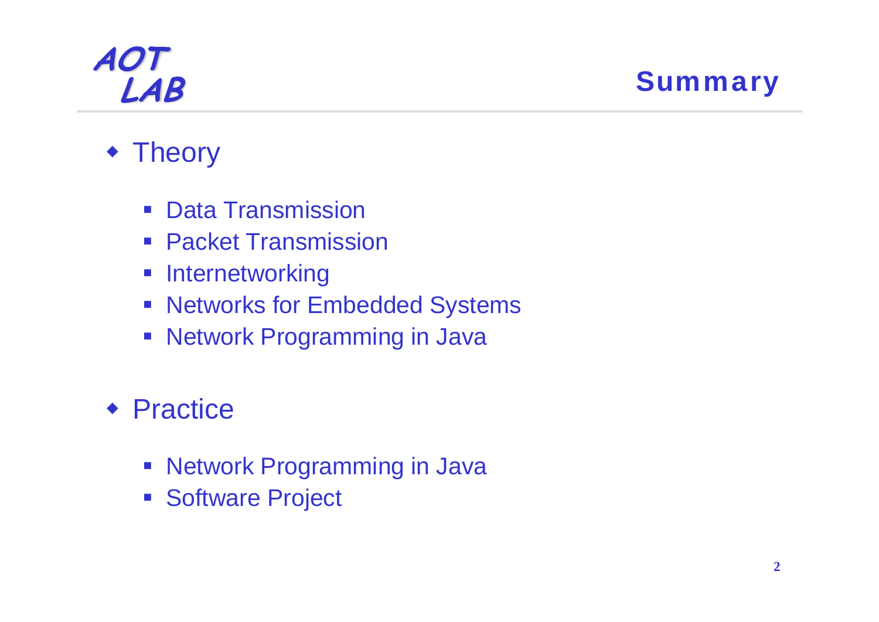# Summary

- Theory
  - Data Transmission
  - Packet Transmission
  - Internetworking
  - Networks for Embedded Systems
  - Network Programming in Java
- Practice
  - Network Programming in Java
  - Software Project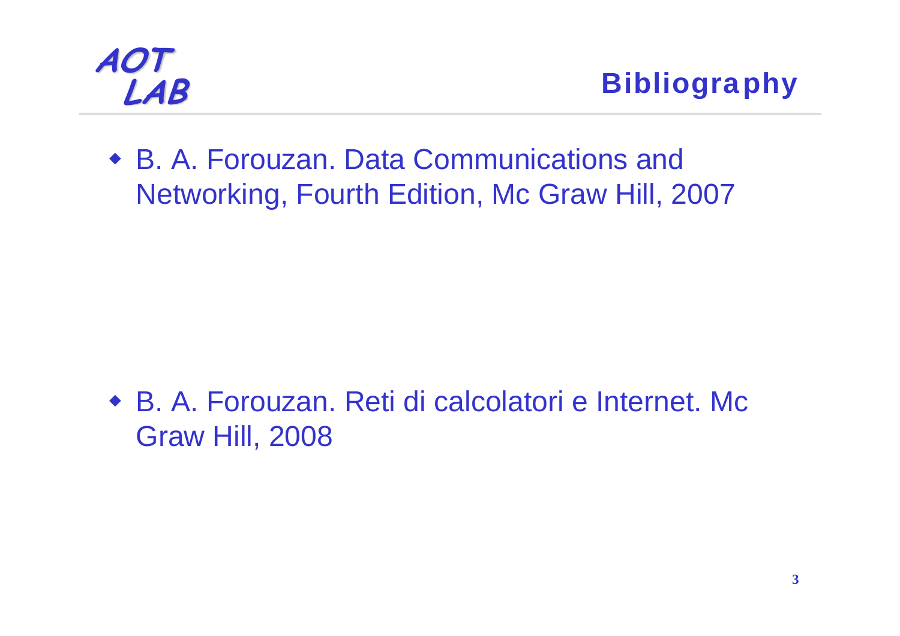# Bibliography

- B. A. Forouzan. Data Communications and Networking, Fourth Edition, Mc Graw Hill, 2007

- B. A. Forouzan. Reti di calcolatori e Internet. Mc Graw Hill, 2008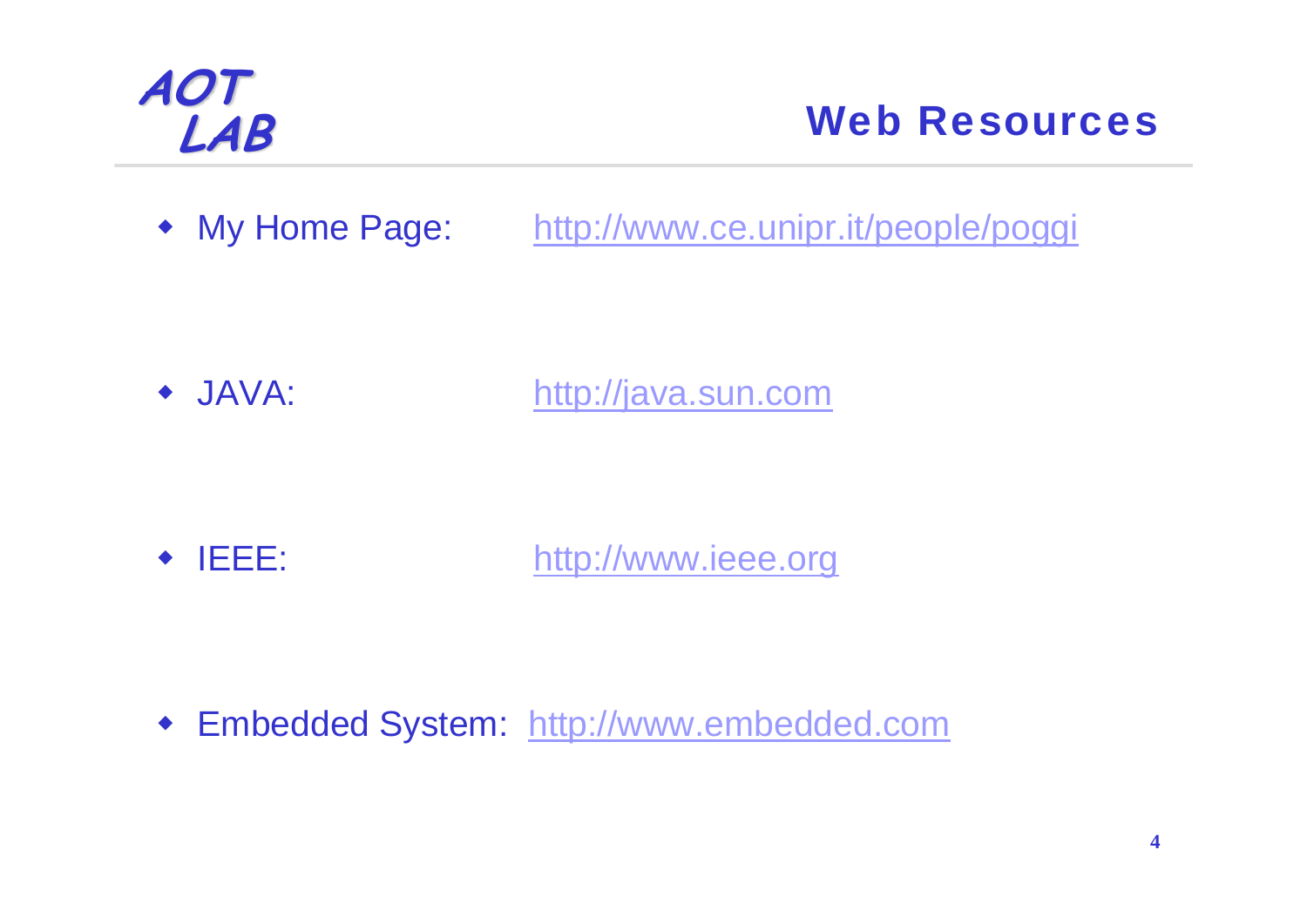# Web Resources

- My Home Page: http://www.ce.unipr.it/people/poggi
- JAVA: http://java.sun.com
- IEEE: http://www.ieee.org
- Embedded System: http://www.embedded.com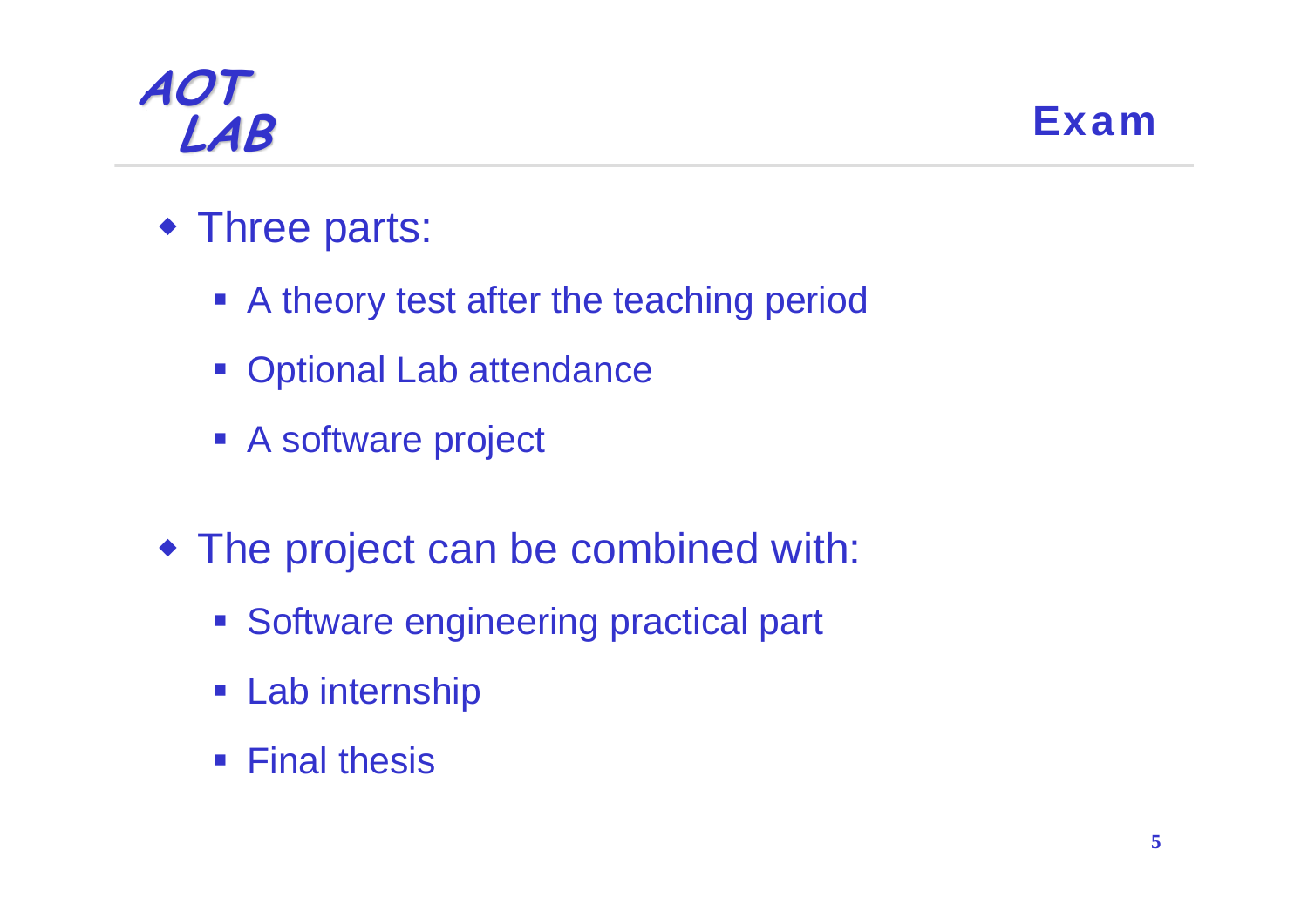# Exam

- Three parts:
  - A theory test after the teaching period
  - Optional Lab attendance
  - A software project
- The project can be combined with:
  - Software engineering practical part
  - Lab internship
  - Final thesis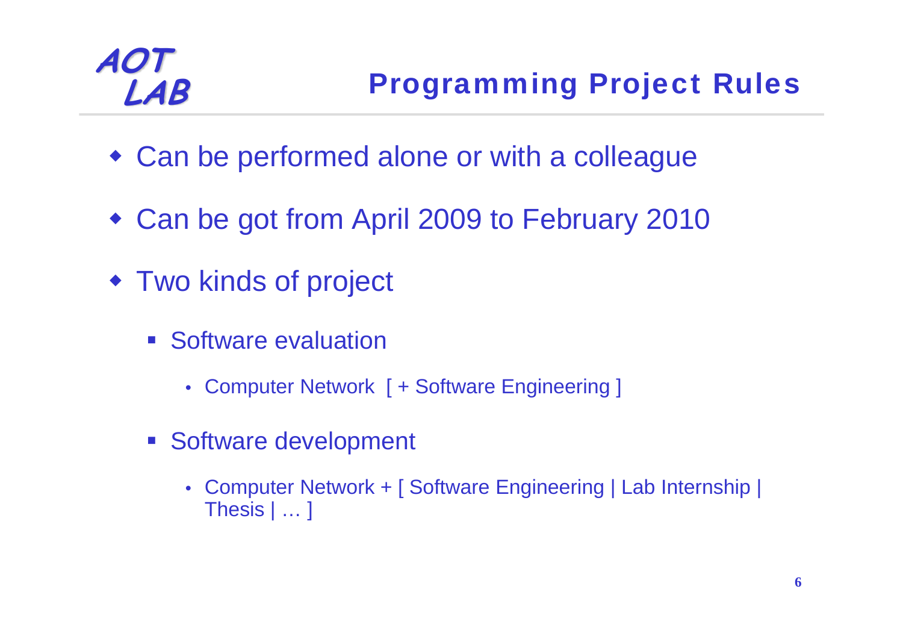# Programming Project Rules

- Can be performed alone or with a colleague
- Can be got from April 2009 to February 2010
- Two kinds of project
  - Software evaluation
    - Computer Network [ + Software Engineering ]
  - Software development
    - Computer Network + [ Software Engineering | Lab Internship | Thesis | … ]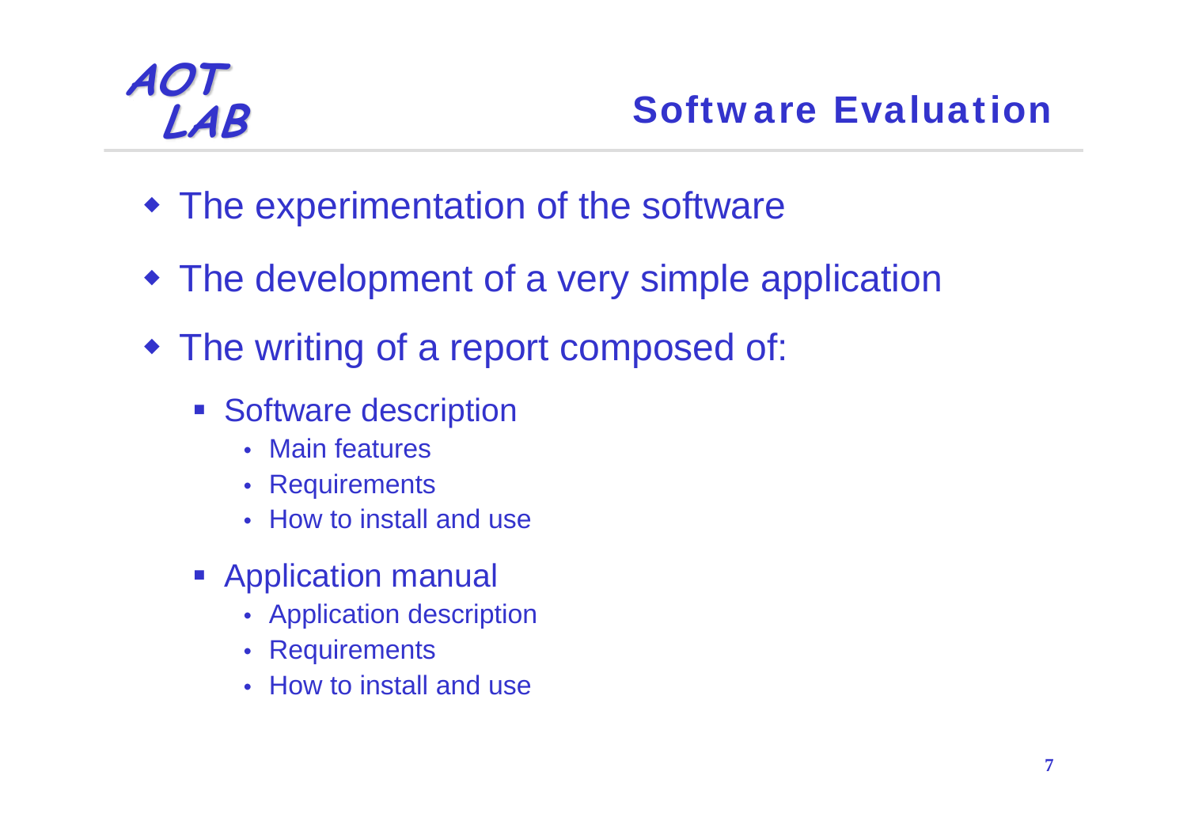## Software Evaluation

- The experimentation of the software
- The development of a very simple application
- The writing of a report composed of:
  - Software description
    - Main features
    - Requirements
    - How to install and use
  - Application manual
    - Application description
    - Requirements
    - How to install and use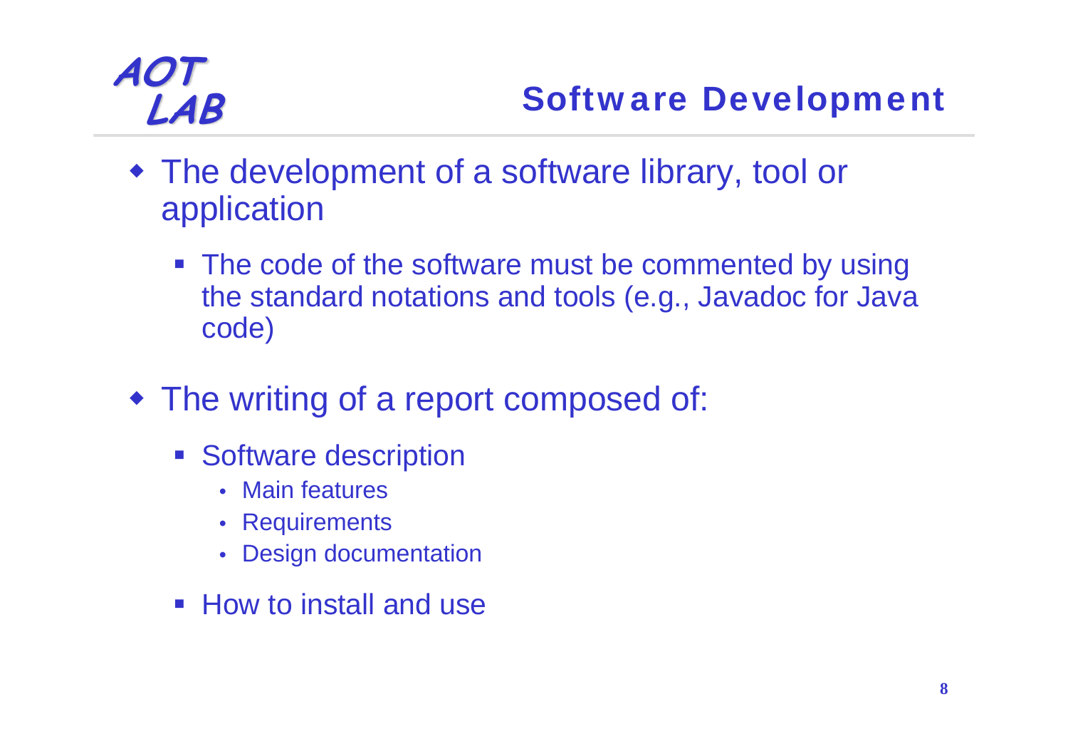## Software Development

- The development of a software library, tool or application
  - The code of the software must be commented by using the standard notations and tools (e.g., Javadoc for Java code)
- The writing of a report composed of:
  - Software description
    - Main features
    - Requirements
    - Design documentation
  - How to install and use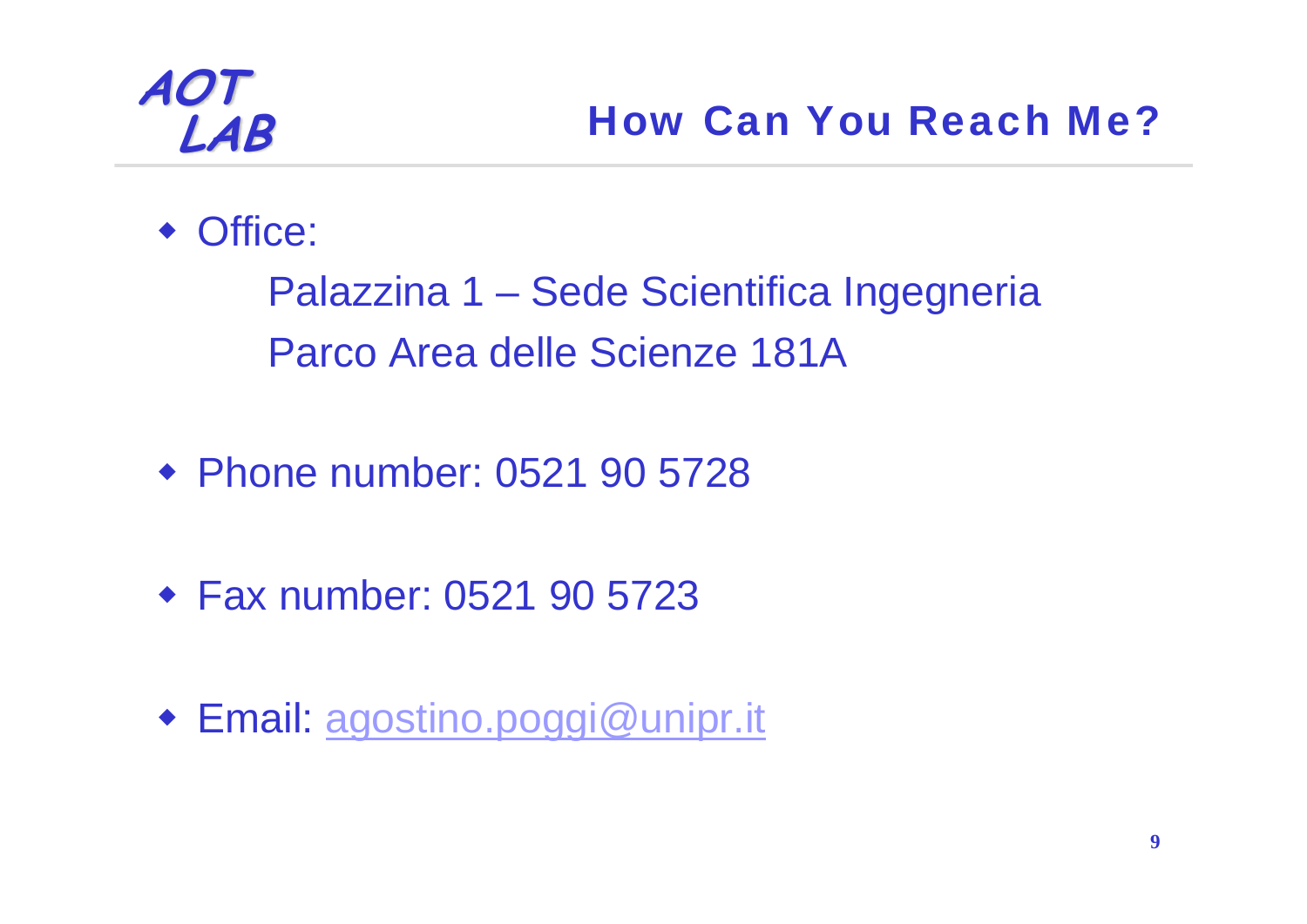# How Can You Reach Me?

- Office:

  Palazzina 1 – Sede Scientifica Ingegneria
  Parco Area delle Scienze 181A

- Phone number: 0521 90 5728

- Fax number: 0521 90 5723

- Email: agostino.poggi@unipr.it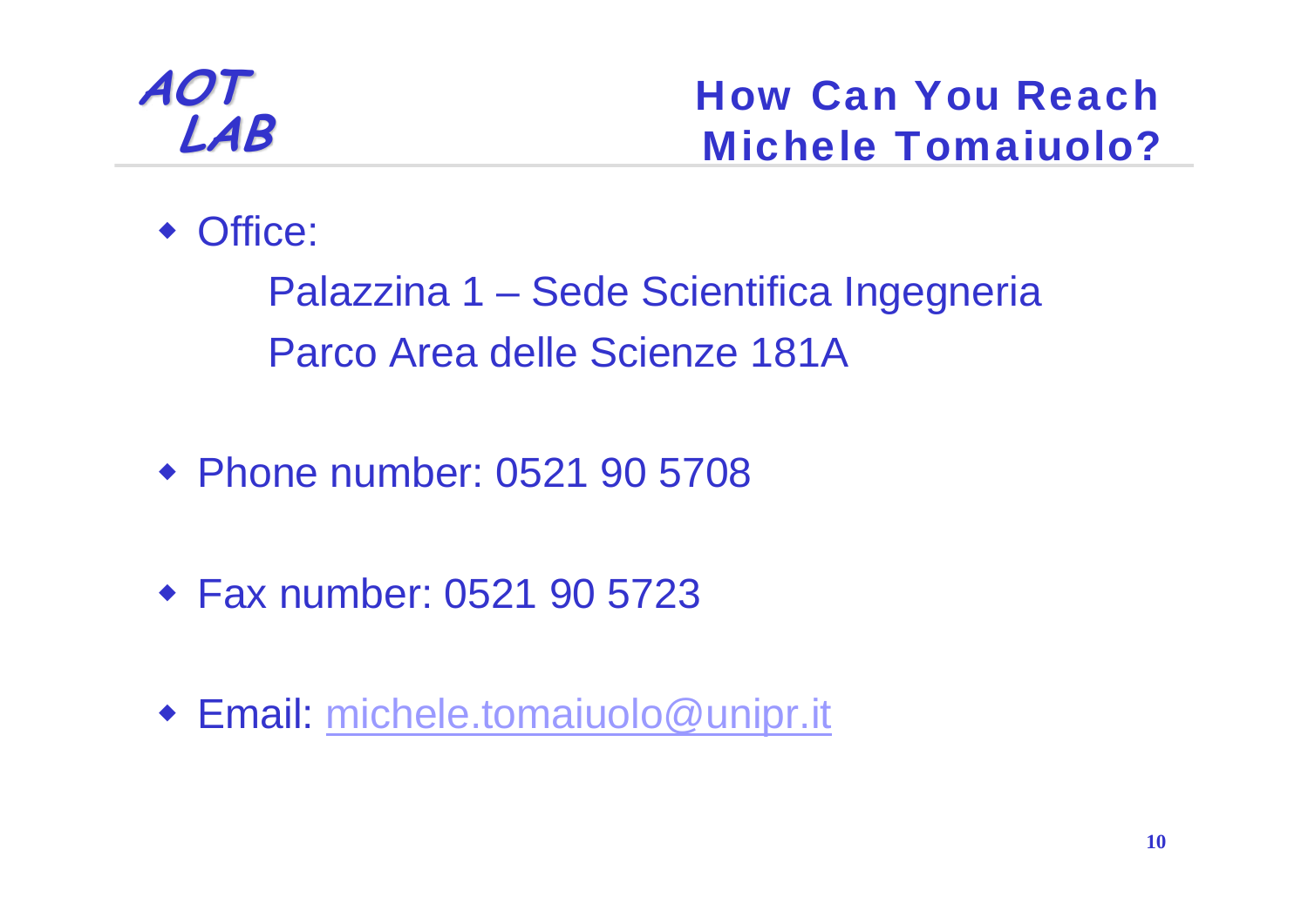AOT LAB

# How Can You Reach Michele Tomaiuolo?

- Office:

  Palazzina 1 – Sede Scientifica Ingegneria
  Parco Area delle Scienze 181A

- Phone number: 0521 90 5708

- Fax number: 0521 90 5723

- Email: michele.tomaiuolo@unipr.it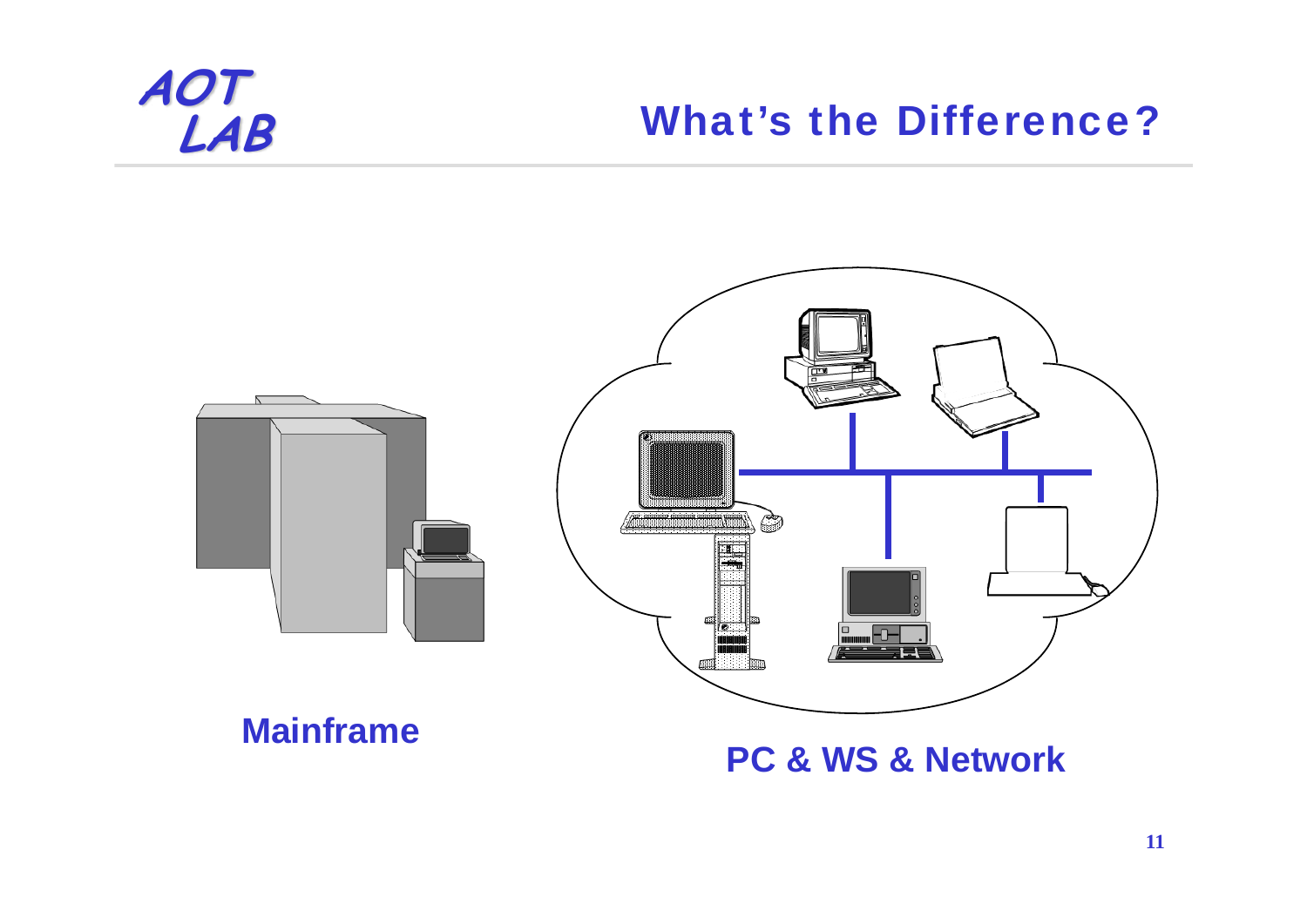# What's the Difference?

**Mainframe**

**PC & WS & Network**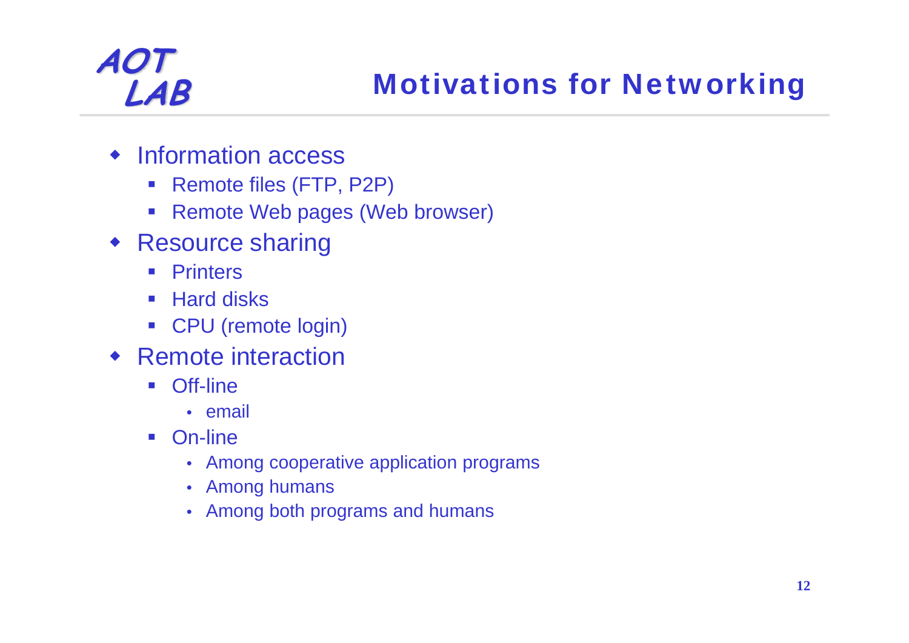# Motivations for Networking

- Information access
  - Remote files (FTP, P2P)
  - Remote Web pages (Web browser)
- Resource sharing
  - Printers
  - Hard disks
  - CPU (remote login)
- Remote interaction
  - Off-line
    - email
  - On-line
    - Among cooperative application programs
    - Among humans
    - Among both programs and humans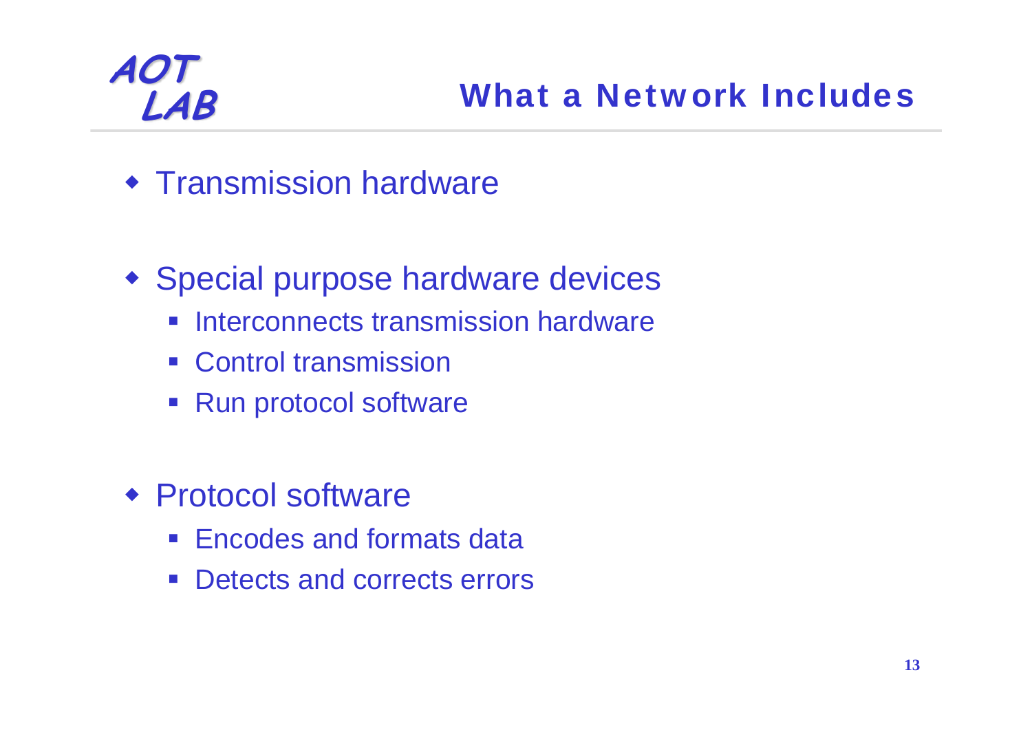## What a Network Includes

- Transmission hardware
- Special purpose hardware devices
  - Interconnects transmission hardware
  - Control transmission
  - Run protocol software
- Protocol software
  - Encodes and formats data
  - Detects and corrects errors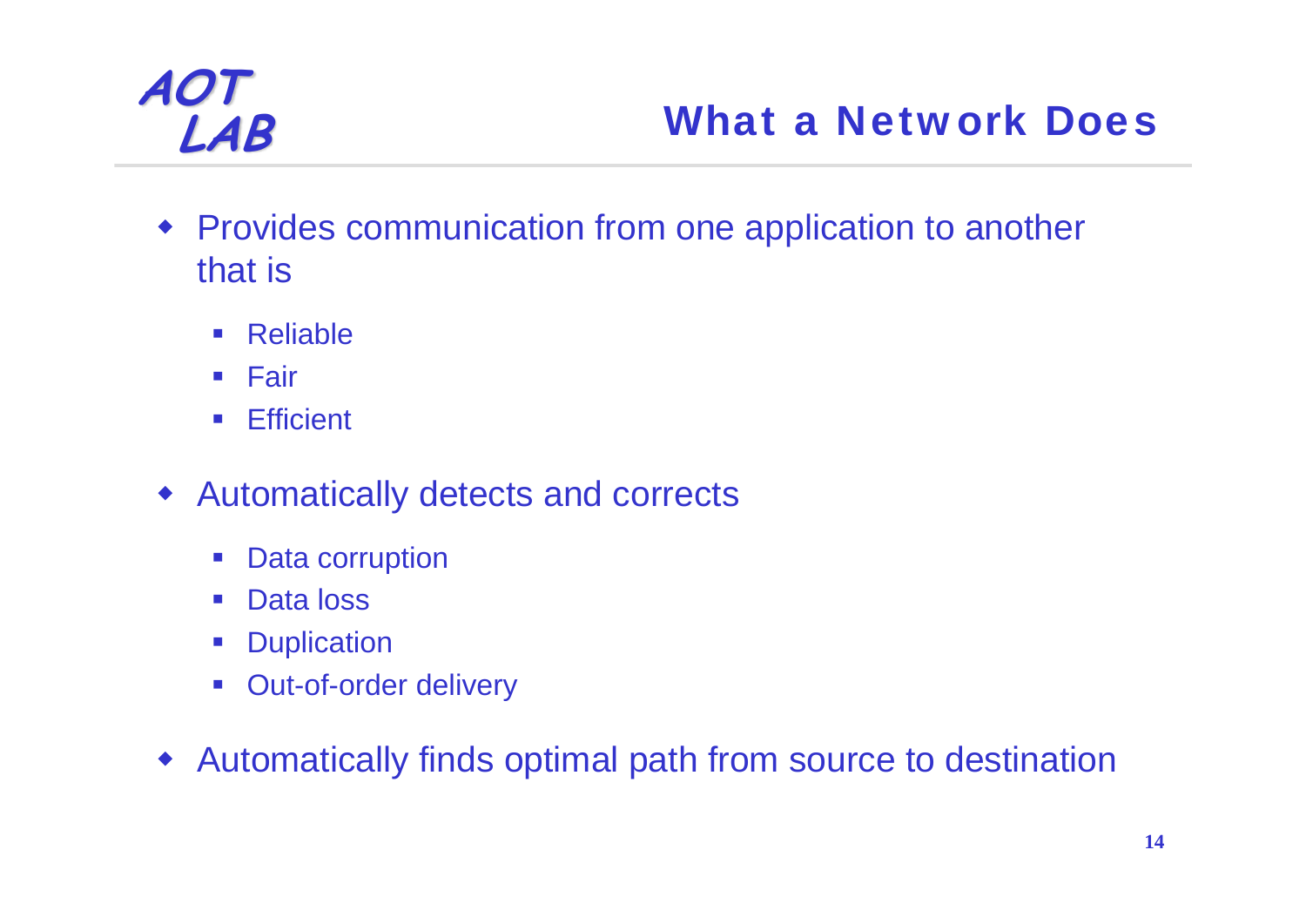## What a Network Does

- Provides communication from one application to another that is
  - Reliable
  - Fair
  - Efficient
- Automatically detects and corrects
  - Data corruption
  - Data loss
  - Duplication
  - Out-of-order delivery
- Automatically finds optimal path from source to destination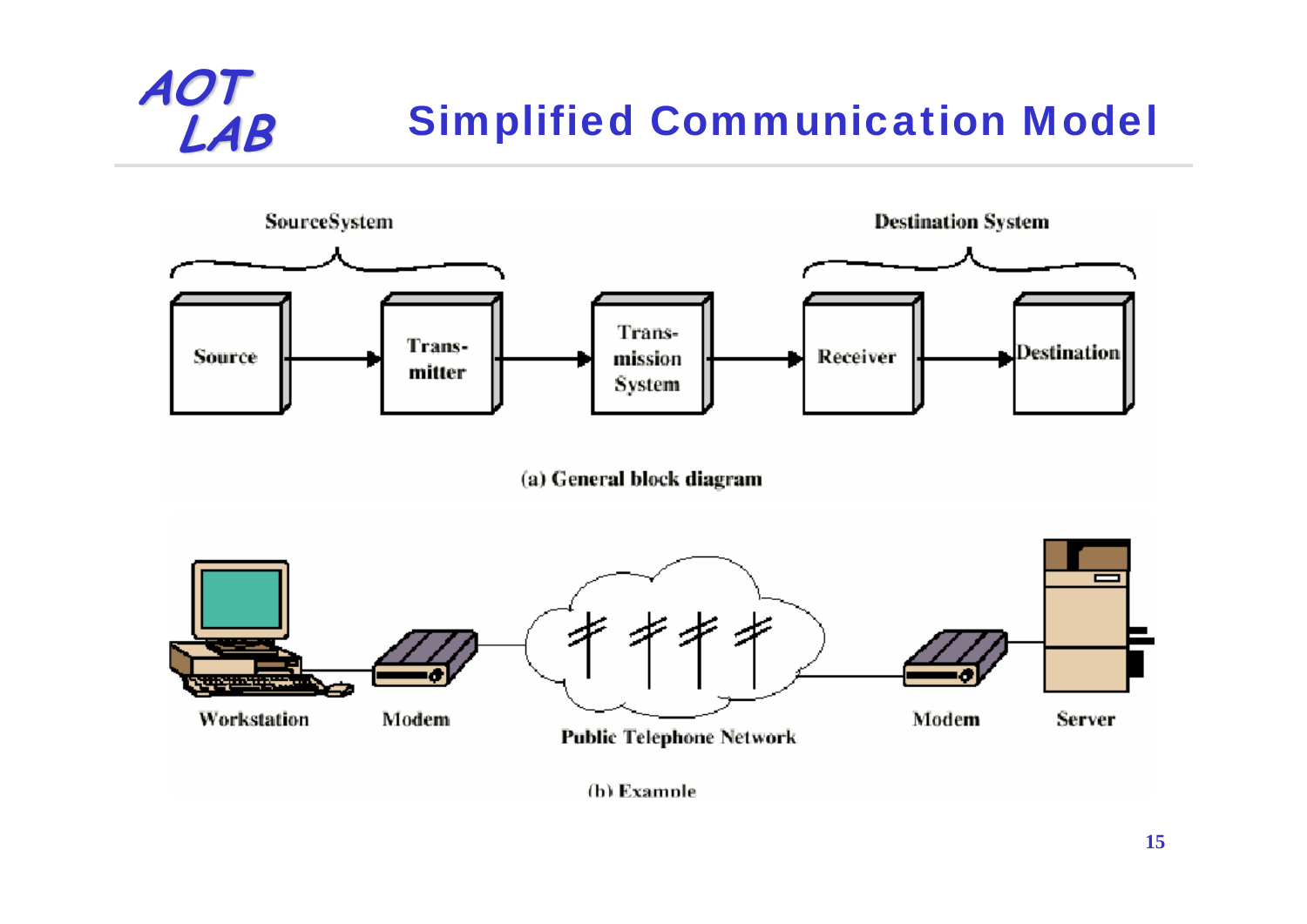# Simplified Communication Model

SourceSystem — Destination System

Source → Trans-mitter → Trans-mission System → Receiver → Destination

(a) General block diagram

Workstation — Modem — Public Telephone Network — Modem — Server

(b) Example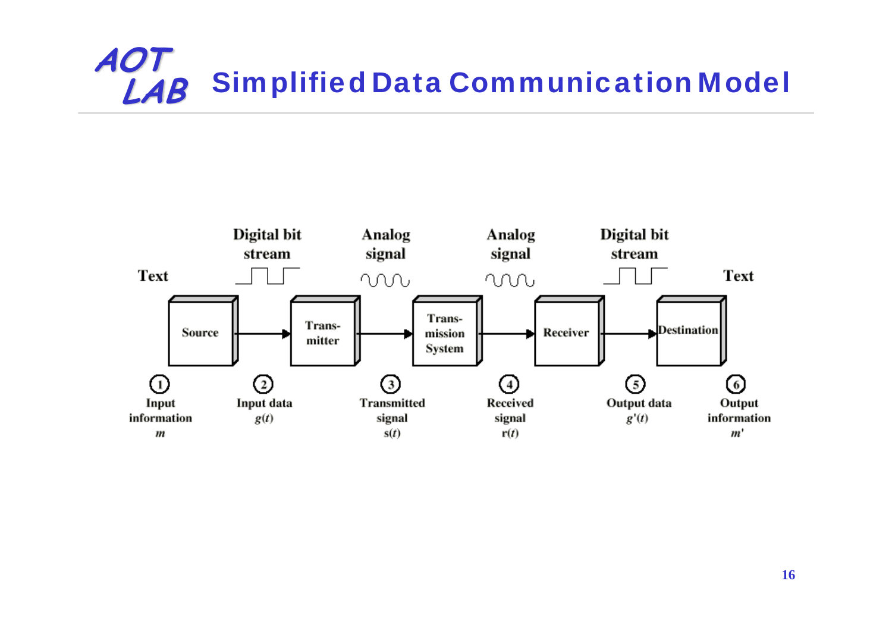# Simplified Data Communication Model

| | Source | | Transmitter | | Transmission System | | Receiver | | Destination | |
|---|---|---|---|---|---|---|---|---|---|---|
| Text | | Digital bit stream | | Analog signal | | Analog signal | | Digital bit stream | | Text |

1. Input information $m$
2. Input data $g(t)$
3. Transmitted signal $s(t)$
4. Received signal $r(t)$
5. Output data $g'(t)$
6. Output information $m'$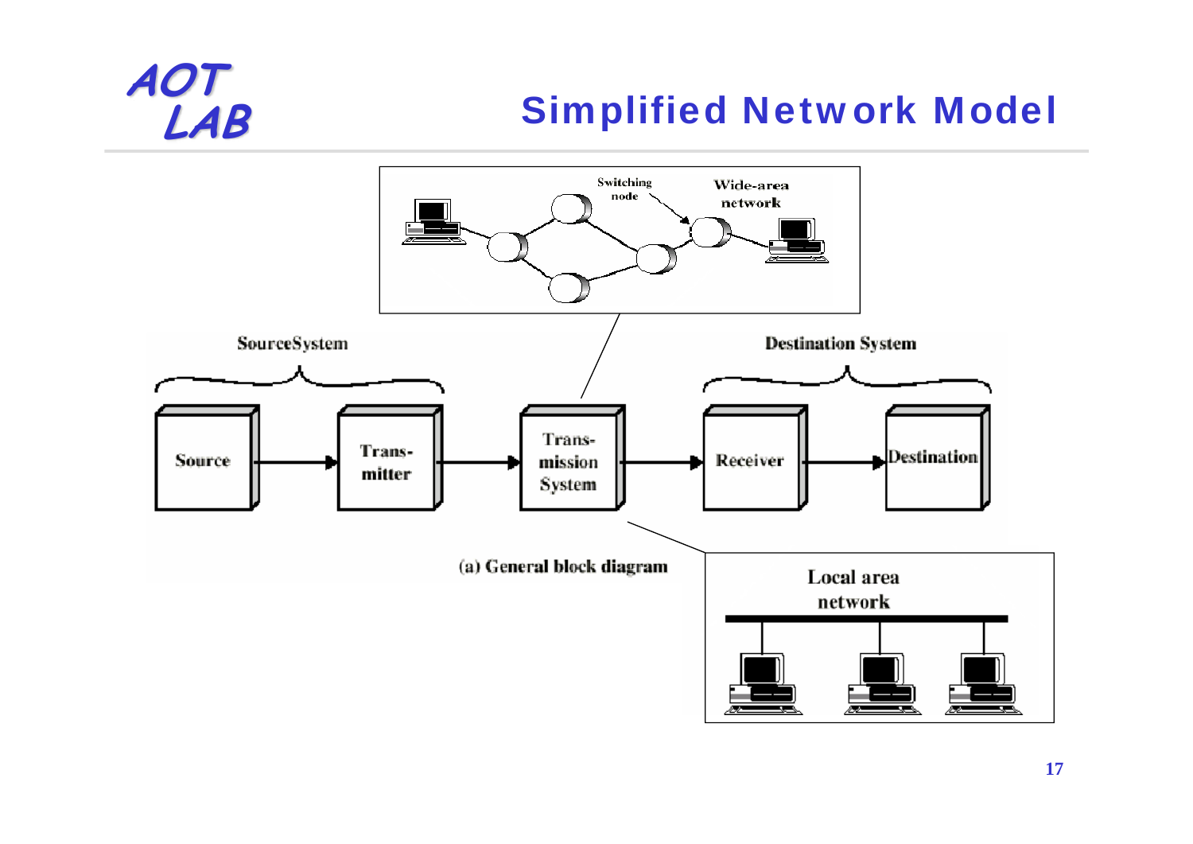# Simplified Network Model

Switching node

Wide-area network

SourceSystem

Destination System

Source → Trans-mitter → Trans-mission System → Receiver → Destination

(a) General block diagram

Local area network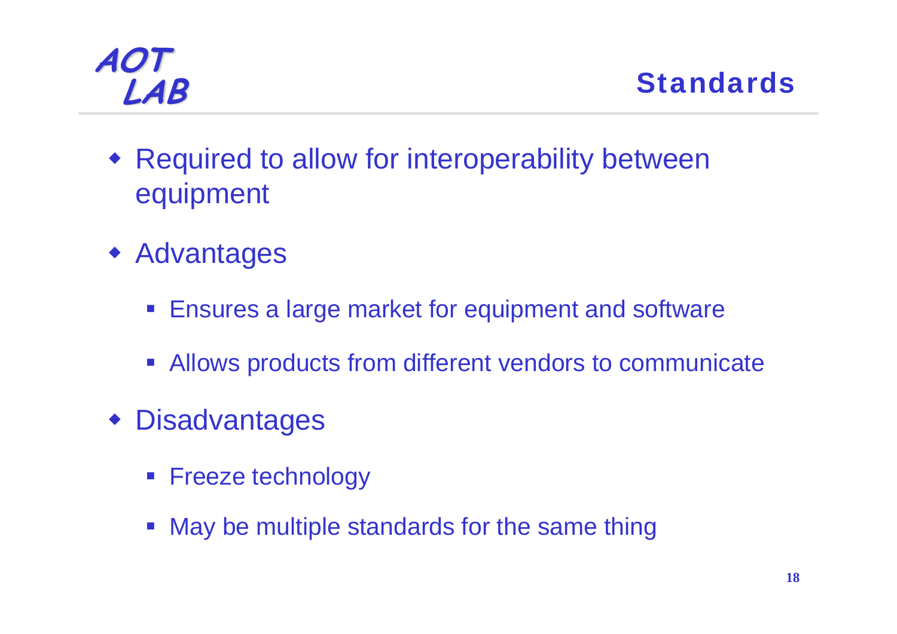# Standards

- Required to allow for interoperability between equipment
- Advantages
  - Ensures a large market for equipment and software
  - Allows products from different vendors to communicate
- Disadvantages
  - Freeze technology
  - May be multiple standards for the same thing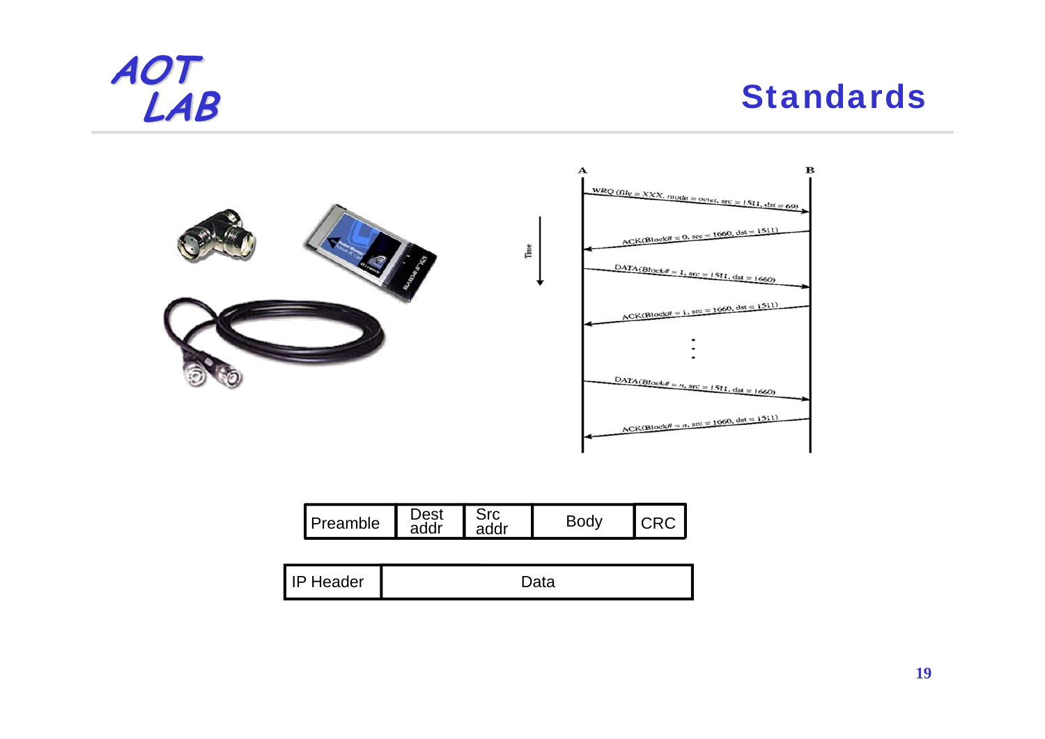# Standards

| Preamble | Dest addr | Src addr | Body | CRC |
|---|---|---|---|---|

| IP Header | Data |
|---|---|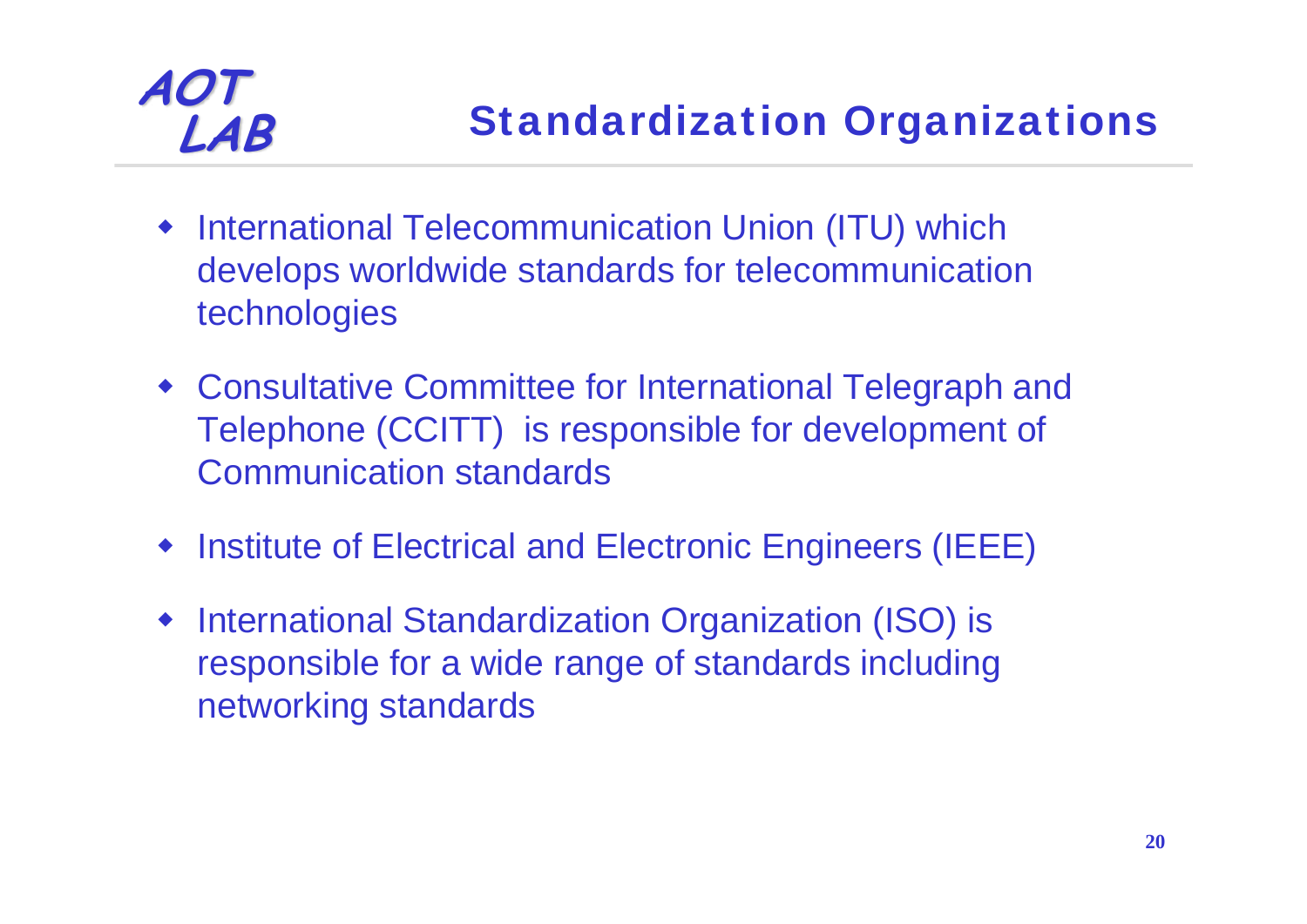# Standardization Organizations

- International Telecommunication Union (ITU) which develops worldwide standards for telecommunication technologies
- Consultative Committee for International Telegraph and Telephone (CCITT) is responsible for development of Communication standards
- Institute of Electrical and Electronic Engineers (IEEE)
- International Standardization Organization (ISO) is responsible for a wide range of standards including networking standards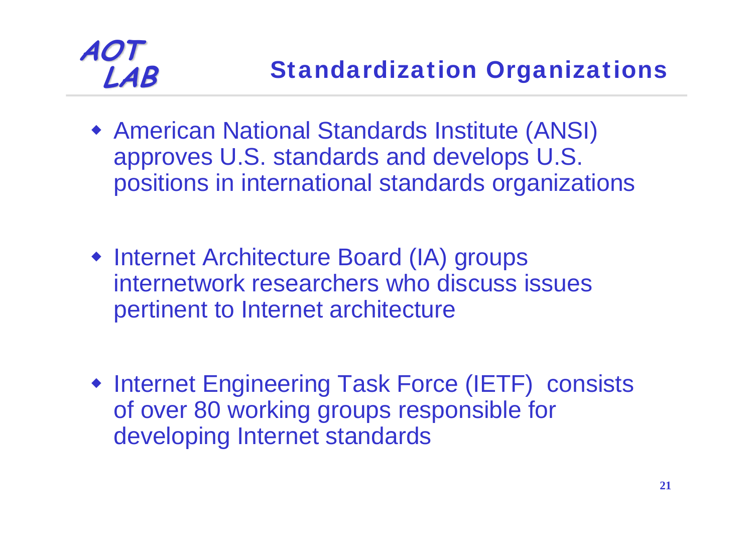# Standardization Organizations

- American National Standards Institute (ANSI) approves U.S. standards and develops U.S. positions in international standards organizations

- Internet Architecture Board (IA) groups internetwork researchers who discuss issues pertinent to Internet architecture

- Internet Engineering Task Force (IETF) consists of over 80 working groups responsible for developing Internet standards